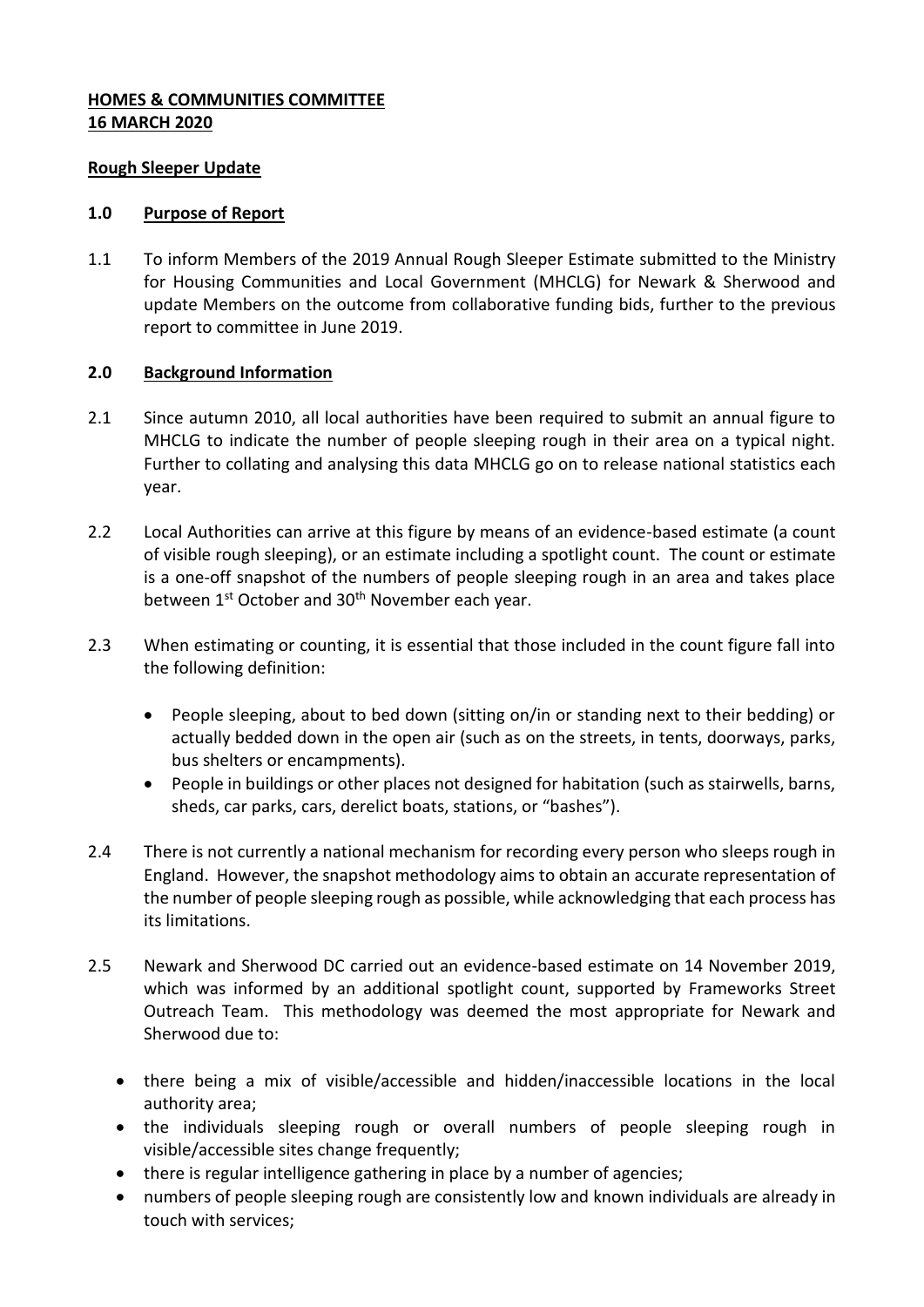**HOMES & COMMUNITIES COMMITTEE**
**16 MARCH 2020**

**Rough Sleeper Update**

## 1.0 Purpose of Report

1.1 To inform Members of the 2019 Annual Rough Sleeper Estimate submitted to the Ministry for Housing Communities and Local Government (MHCLG) for Newark & Sherwood and update Members on the outcome from collaborative funding bids, further to the previous report to committee in June 2019.

## 2.0 Background Information

2.1 Since autumn 2010, all local authorities have been required to submit an annual figure to MHCLG to indicate the number of people sleeping rough in their area on a typical night. Further to collating and analysing this data MHCLG go on to release national statistics each year.

2.2 Local Authorities can arrive at this figure by means of an evidence-based estimate (a count of visible rough sleeping), or an estimate including a spotlight count. The count or estimate is a one-off snapshot of the numbers of people sleeping rough in an area and takes place between 1st October and 30th November each year.

2.3 When estimating or counting, it is essential that those included in the count figure fall into the following definition:

- People sleeping, about to bed down (sitting on/in or standing next to their bedding) or actually bedded down in the open air (such as on the streets, in tents, doorways, parks, bus shelters or encampments).
- People in buildings or other places not designed for habitation (such as stairwells, barns, sheds, car parks, cars, derelict boats, stations, or "bashes").

2.4 There is not currently a national mechanism for recording every person who sleeps rough in England. However, the snapshot methodology aims to obtain an accurate representation of the number of people sleeping rough as possible, while acknowledging that each process has its limitations.

2.5 Newark and Sherwood DC carried out an evidence-based estimate on 14 November 2019, which was informed by an additional spotlight count, supported by Frameworks Street Outreach Team. This methodology was deemed the most appropriate for Newark and Sherwood due to:

- there being a mix of visible/accessible and hidden/inaccessible locations in the local authority area;
- the individuals sleeping rough or overall numbers of people sleeping rough in visible/accessible sites change frequently;
- there is regular intelligence gathering in place by a number of agencies;
- numbers of people sleeping rough are consistently low and known individuals are already in touch with services;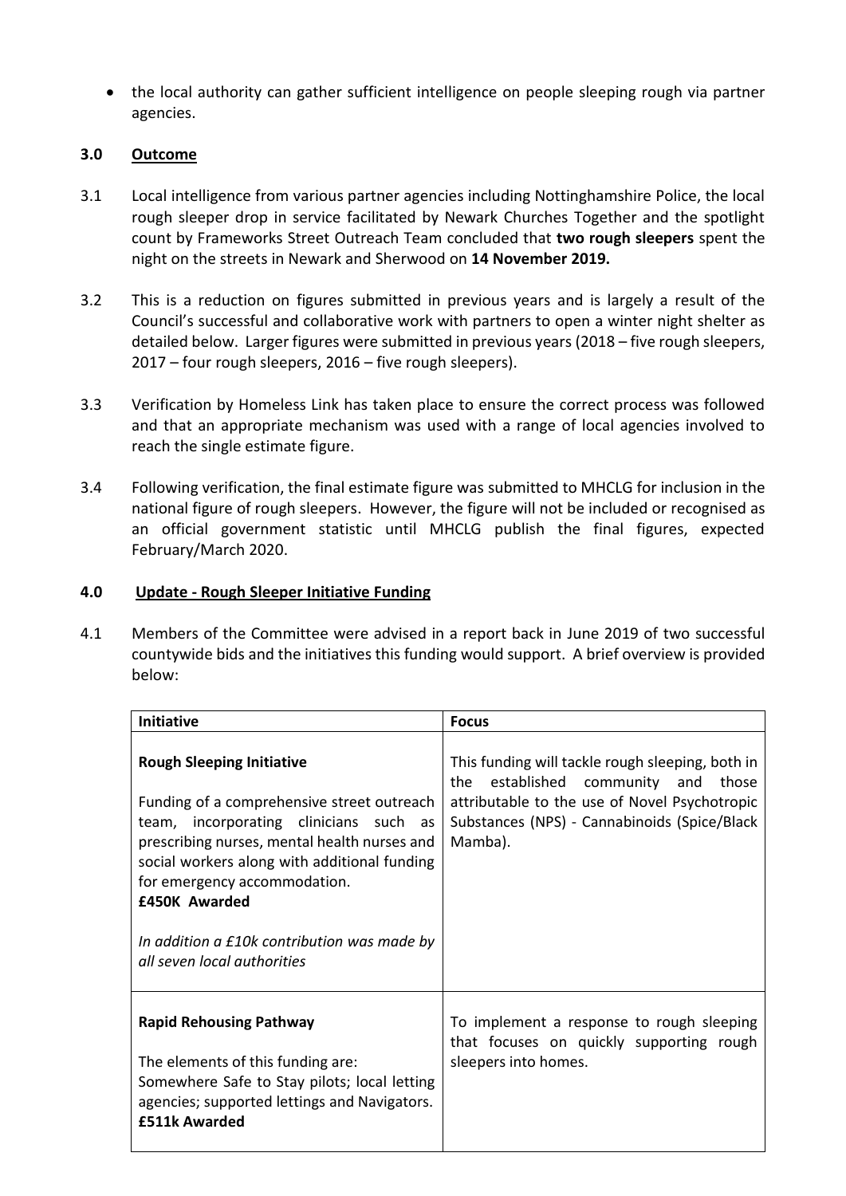- the local authority can gather sufficient intelligence on people sleeping rough via partner agencies.

## 3.0 Outcome

3.1 Local intelligence from various partner agencies including Nottinghamshire Police, the local rough sleeper drop in service facilitated by Newark Churches Together and the spotlight count by Frameworks Street Outreach Team concluded that **two rough sleepers** spent the night on the streets in Newark and Sherwood on **14 November 2019.**

3.2 This is a reduction on figures submitted in previous years and is largely a result of the Council's successful and collaborative work with partners to open a winter night shelter as detailed below. Larger figures were submitted in previous years (2018 – five rough sleepers, 2017 – four rough sleepers, 2016 – five rough sleepers).

3.3 Verification by Homeless Link has taken place to ensure the correct process was followed and that an appropriate mechanism was used with a range of local agencies involved to reach the single estimate figure.

3.4 Following verification, the final estimate figure was submitted to MHCLG for inclusion in the national figure of rough sleepers. However, the figure will not be included or recognised as an official government statistic until MHCLG publish the final figures, expected February/March 2020.

## 4.0 Update - Rough Sleeper Initiative Funding

4.1 Members of the Committee were advised in a report back in June 2019 of two successful countywide bids and the initiatives this funding would support. A brief overview is provided below:

| Initiative | Focus |
|---|---|
| **Rough Sleeping Initiative**<br><br>Funding of a comprehensive street outreach team, incorporating clinicians such as prescribing nurses, mental health nurses and social workers along with additional funding for emergency accommodation.<br>**£450K Awarded**<br><br>*In addition a £10k contribution was made by all seven local authorities* | This funding will tackle rough sleeping, both in the established community and those attributable to the use of Novel Psychotropic Substances (NPS) - Cannabinoids (Spice/Black Mamba). |
| **Rapid Rehousing Pathway**<br><br>The elements of this funding are:<br>Somewhere Safe to Stay pilots; local letting agencies; supported lettings and Navigators.<br>**£511k Awarded** | To implement a response to rough sleeping that focuses on quickly supporting rough sleepers into homes. |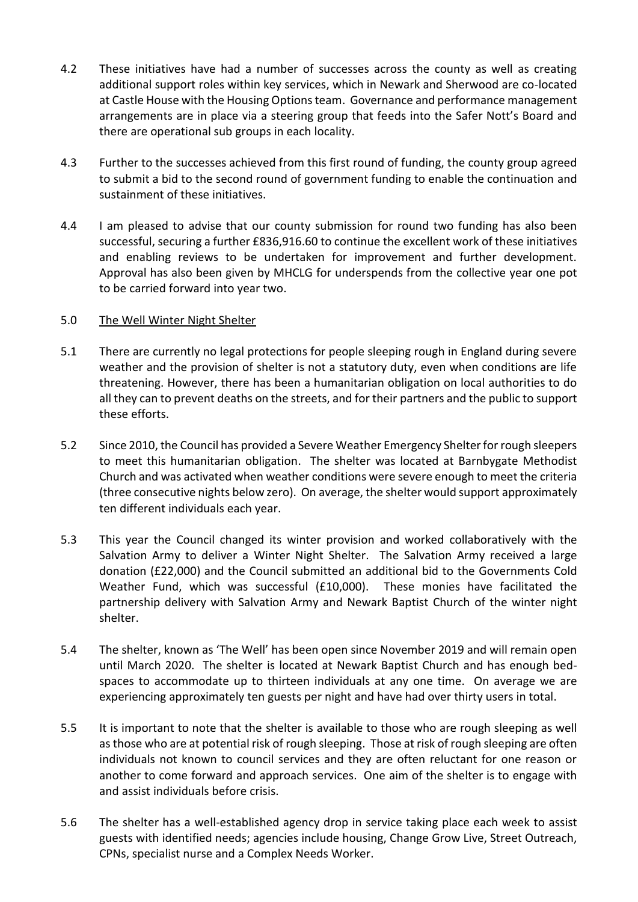4.2 These initiatives have had a number of successes across the county as well as creating additional support roles within key services, which in Newark and Sherwood are co-located at Castle House with the Housing Options team. Governance and performance management arrangements are in place via a steering group that feeds into the Safer Nott's Board and there are operational sub groups in each locality.

4.3 Further to the successes achieved from this first round of funding, the county group agreed to submit a bid to the second round of government funding to enable the continuation and sustainment of these initiatives.

4.4 I am pleased to advise that our county submission for round two funding has also been successful, securing a further £836,916.60 to continue the excellent work of these initiatives and enabling reviews to be undertaken for improvement and further development. Approval has also been given by MHCLG for underspends from the collective year one pot to be carried forward into year two.

5.0 The Well Winter Night Shelter

5.1 There are currently no legal protections for people sleeping rough in England during severe weather and the provision of shelter is not a statutory duty, even when conditions are life threatening. However, there has been a humanitarian obligation on local authorities to do all they can to prevent deaths on the streets, and for their partners and the public to support these efforts.

5.2 Since 2010, the Council has provided a Severe Weather Emergency Shelter for rough sleepers to meet this humanitarian obligation. The shelter was located at Barnbygate Methodist Church and was activated when weather conditions were severe enough to meet the criteria (three consecutive nights below zero). On average, the shelter would support approximately ten different individuals each year.

5.3 This year the Council changed its winter provision and worked collaboratively with the Salvation Army to deliver a Winter Night Shelter. The Salvation Army received a large donation (£22,000) and the Council submitted an additional bid to the Governments Cold Weather Fund, which was successful (£10,000). These monies have facilitated the partnership delivery with Salvation Army and Newark Baptist Church of the winter night shelter.

5.4 The shelter, known as 'The Well' has been open since November 2019 and will remain open until March 2020. The shelter is located at Newark Baptist Church and has enough bed-spaces to accommodate up to thirteen individuals at any one time. On average we are experiencing approximately ten guests per night and have had over thirty users in total.

5.5 It is important to note that the shelter is available to those who are rough sleeping as well as those who are at potential risk of rough sleeping. Those at risk of rough sleeping are often individuals not known to council services and they are often reluctant for one reason or another to come forward and approach services. One aim of the shelter is to engage with and assist individuals before crisis.

5.6 The shelter has a well-established agency drop in service taking place each week to assist guests with identified needs; agencies include housing, Change Grow Live, Street Outreach, CPNs, specialist nurse and a Complex Needs Worker.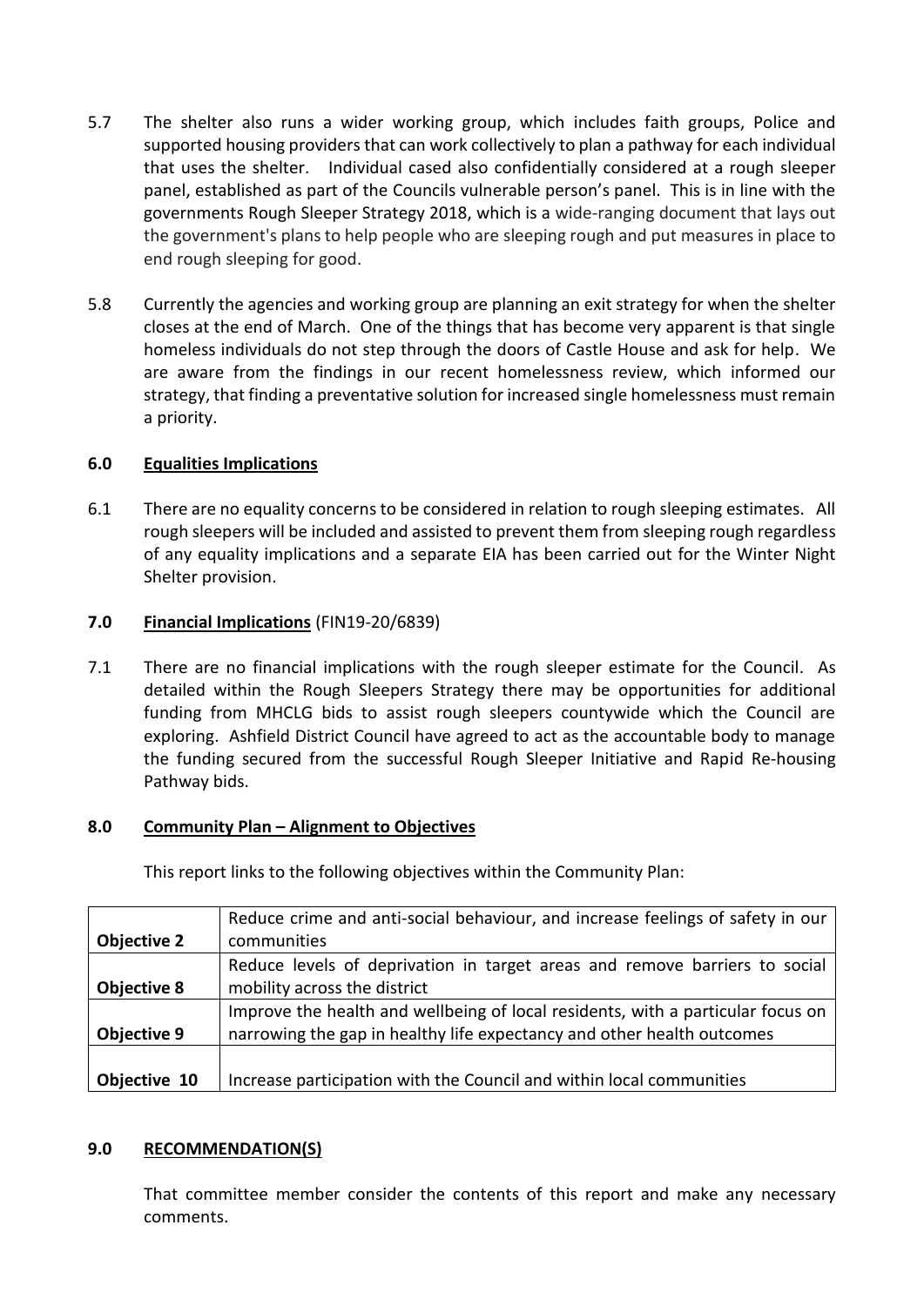5.7 The shelter also runs a wider working group, which includes faith groups, Police and supported housing providers that can work collectively to plan a pathway for each individual that uses the shelter. Individual cased also confidentially considered at a rough sleeper panel, established as part of the Councils vulnerable person's panel. This is in line with the governments Rough Sleeper Strategy 2018, which is a wide-ranging document that lays out the government's plans to help people who are sleeping rough and put measures in place to end rough sleeping for good.

5.8 Currently the agencies and working group are planning an exit strategy for when the shelter closes at the end of March. One of the things that has become very apparent is that single homeless individuals do not step through the doors of Castle House and ask for help. We are aware from the findings in our recent homelessness review, which informed our strategy, that finding a preventative solution for increased single homelessness must remain a priority.

## 6.0 Equalities Implications

6.1 There are no equality concerns to be considered in relation to rough sleeping estimates. All rough sleepers will be included and assisted to prevent them from sleeping rough regardless of any equality implications and a separate EIA has been carried out for the Winter Night Shelter provision.

## 7.0 Financial Implications (FIN19-20/6839)

7.1 There are no financial implications with the rough sleeper estimate for the Council. As detailed within the Rough Sleepers Strategy there may be opportunities for additional funding from MHCLG bids to assist rough sleepers countywide which the Council are exploring. Ashfield District Council have agreed to act as the accountable body to manage the funding secured from the successful Rough Sleeper Initiative and Rapid Re-housing Pathway bids.

## 8.0 Community Plan – Alignment to Objectives

This report links to the following objectives within the Community Plan:

| | |
|---|---|
| **Objective 2** | Reduce crime and anti-social behaviour, and increase feelings of safety in our communities |
| **Objective 8** | Reduce levels of deprivation in target areas and remove barriers to social mobility across the district |
| **Objective 9** | Improve the health and wellbeing of local residents, with a particular focus on narrowing the gap in healthy life expectancy and other health outcomes |
| **Objective 10** | Increase participation with the Council and within local communities |

## 9.0 RECOMMENDATION(S)

That committee member consider the contents of this report and make any necessary comments.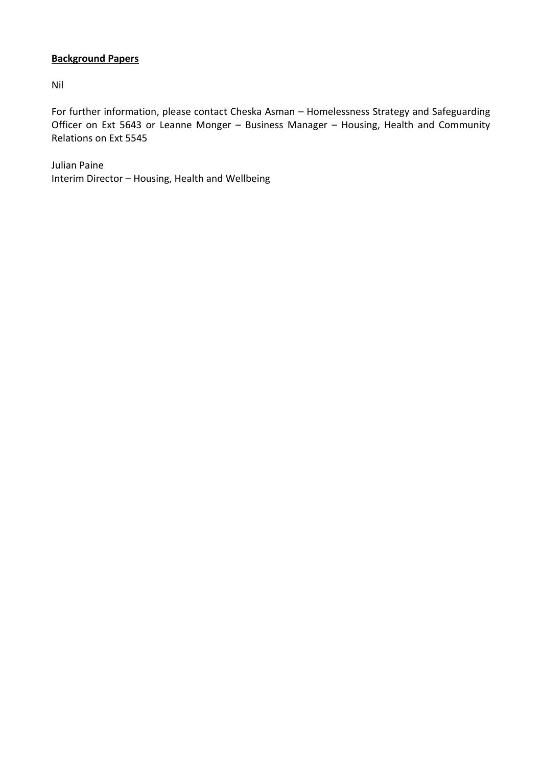**Background Papers**

Nil

For further information, please contact Cheska Asman – Homelessness Strategy and Safeguarding Officer on Ext 5643 or Leanne Monger – Business Manager – Housing, Health and Community Relations on Ext 5545

Julian Paine
Interim Director – Housing, Health and Wellbeing